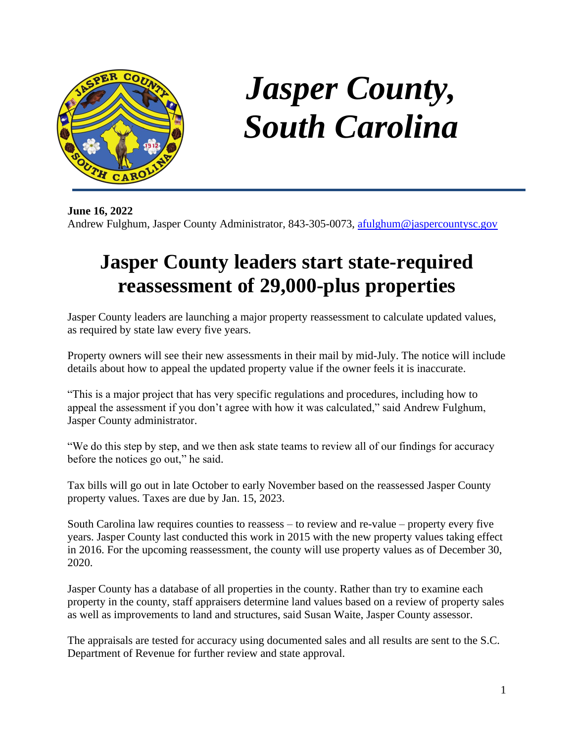# Jasper County, South Carolina

**June 16, 2022**
Andrew Fulghum, Jasper County Administrator, 843-305-0073, afulghum@jaspercountysc.gov

## Jasper County leaders start state-required reassessment of 29,000-plus properties

Jasper County leaders are launching a major property reassessment to calculate updated values, as required by state law every five years.

Property owners will see their new assessments in their mail by mid-July. The notice will include details about how to appeal the updated property value if the owner feels it is inaccurate.

"This is a major project that has very specific regulations and procedures, including how to appeal the assessment if you don't agree with how it was calculated," said Andrew Fulghum, Jasper County administrator.

"We do this step by step, and we then ask state teams to review all of our findings for accuracy before the notices go out," he said.

Tax bills will go out in late October to early November based on the reassessed Jasper County property values. Taxes are due by Jan. 15, 2023.

South Carolina law requires counties to reassess – to review and re-value – property every five years. Jasper County last conducted this work in 2015 with the new property values taking effect in 2016. For the upcoming reassessment, the county will use property values as of December 30, 2020.

Jasper County has a database of all properties in the county. Rather than try to examine each property in the county, staff appraisers determine land values based on a review of property sales as well as improvements to land and structures, said Susan Waite, Jasper County assessor.

The appraisals are tested for accuracy using documented sales and all results are sent to the S.C. Department of Revenue for further review and state approval.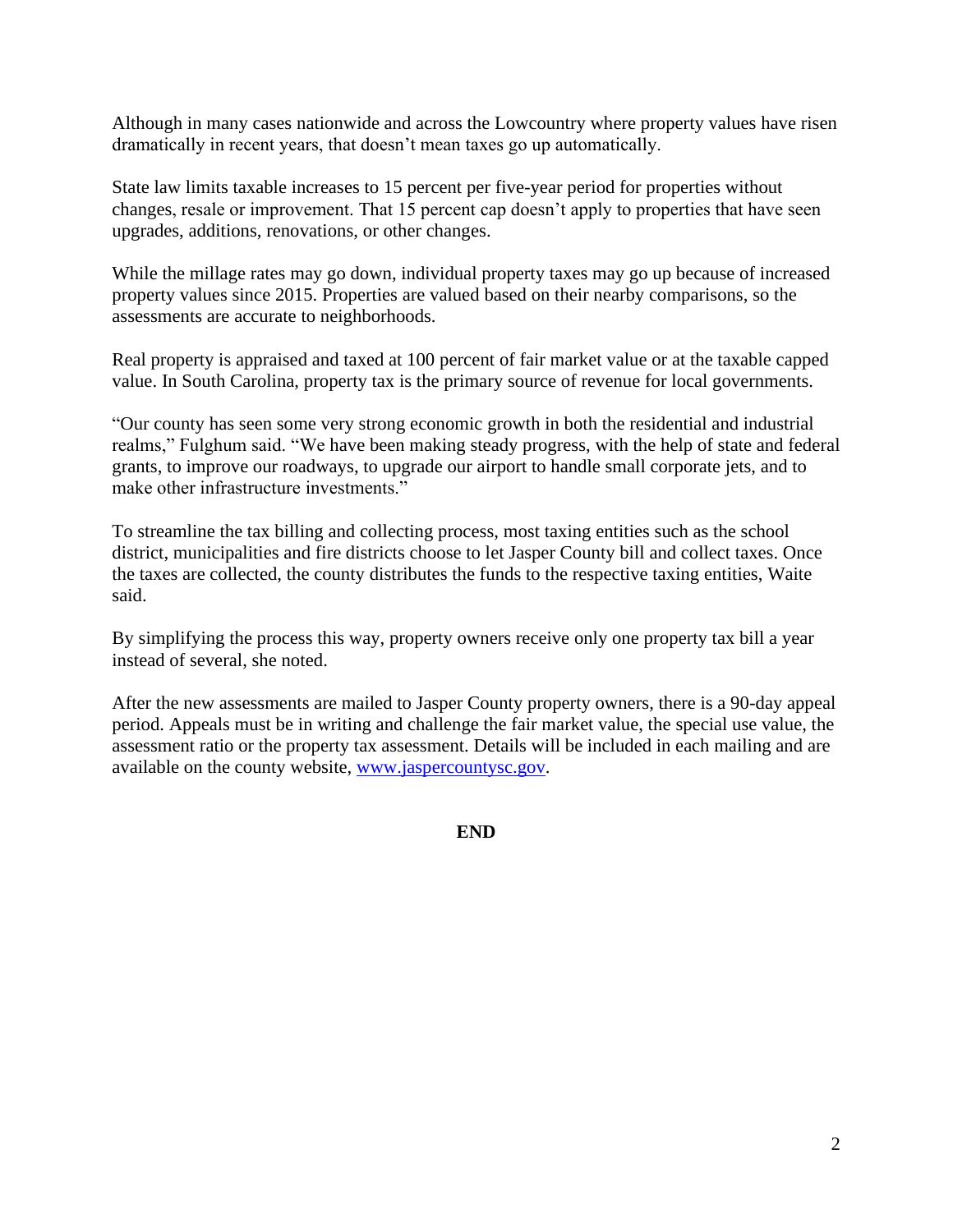Although in many cases nationwide and across the Lowcountry where property values have risen dramatically in recent years, that doesn't mean taxes go up automatically.

State law limits taxable increases to 15 percent per five-year period for properties without changes, resale or improvement. That 15 percent cap doesn't apply to properties that have seen upgrades, additions, renovations, or other changes.

While the millage rates may go down, individual property taxes may go up because of increased property values since 2015. Properties are valued based on their nearby comparisons, so the assessments are accurate to neighborhoods.

Real property is appraised and taxed at 100 percent of fair market value or at the taxable capped value. In South Carolina, property tax is the primary source of revenue for local governments.

"Our county has seen some very strong economic growth in both the residential and industrial realms," Fulghum said. "We have been making steady progress, with the help of state and federal grants, to improve our roadways, to upgrade our airport to handle small corporate jets, and to make other infrastructure investments."

To streamline the tax billing and collecting process, most taxing entities such as the school district, municipalities and fire districts choose to let Jasper County bill and collect taxes. Once the taxes are collected, the county distributes the funds to the respective taxing entities, Waite said.

By simplifying the process this way, property owners receive only one property tax bill a year instead of several, she noted.

After the new assessments are mailed to Jasper County property owners, there is a 90-day appeal period. Appeals must be in writing and challenge the fair market value, the special use value, the assessment ratio or the property tax assessment. Details will be included in each mailing and are available on the county website, [www.jaspercountysc.gov](http://www.jaspercountysc.gov).

**END**